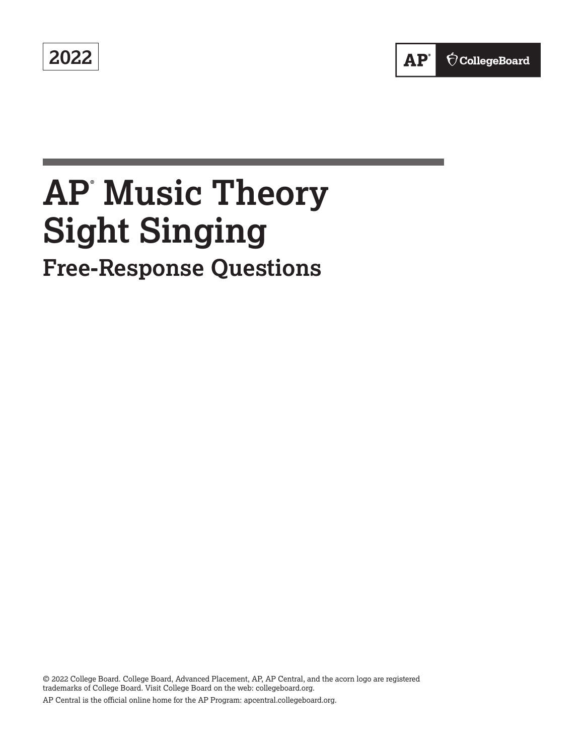2022

AP® CollegeBoard

# AP® Music Theory Sight Singing

## Free-Response Questions

© 2022 College Board. College Board, Advanced Placement, AP, AP Central, and the acorn logo are registered trademarks of College Board. Visit College Board on the web: collegeboard.org.

AP Central is the official online home for the AP Program: apcentral.collegeboard.org.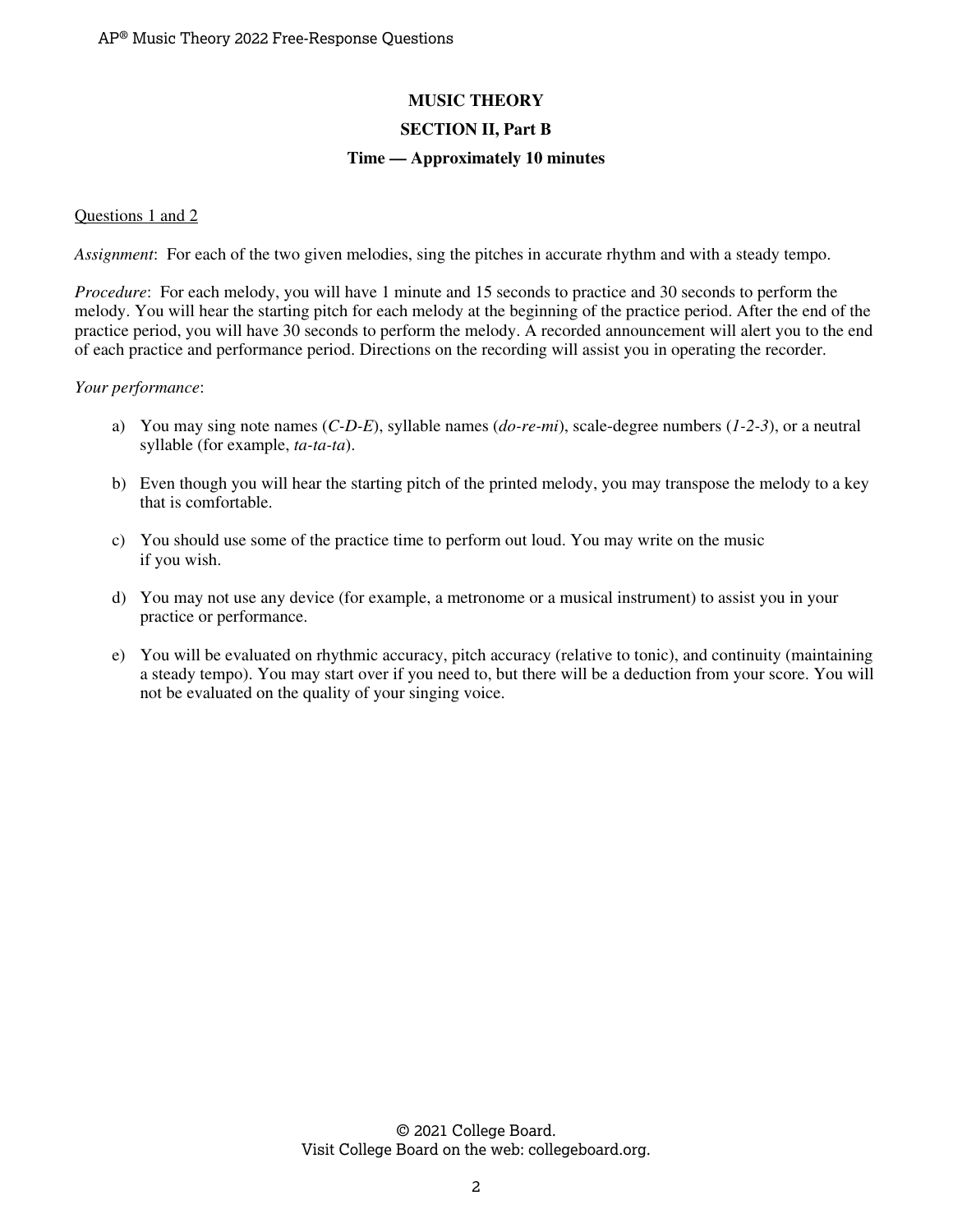# MUSIC THEORY

## SECTION II, Part B

### Time — Approximately 10 minutes

Questions 1 and 2

*Assignment*: For each of the two given melodies, sing the pitches in accurate rhythm and with a steady tempo.

*Procedure*: For each melody, you will have 1 minute and 15 seconds to practice and 30 seconds to perform the melody. You will hear the starting pitch for each melody at the beginning of the practice period. After the end of the practice period, you will have 30 seconds to perform the melody. A recorded announcement will alert you to the end of each practice and performance period. Directions on the recording will assist you in operating the recorder.

*Your performance*:

a) You may sing note names (*C-D-E*), syllable names (*do-re-mi*), scale-degree numbers (*1-2-3*), or a neutral syllable (for example, *ta-ta-ta*).

b) Even though you will hear the starting pitch of the printed melody, you may transpose the melody to a key that is comfortable.

c) You should use some of the practice time to perform out loud. You may write on the music if you wish.

d) You may not use any device (for example, a metronome or a musical instrument) to assist you in your practice or performance.

e) You will be evaluated on rhythmic accuracy, pitch accuracy (relative to tonic), and continuity (maintaining a steady tempo). You may start over if you need to, but there will be a deduction from your score. You will not be evaluated on the quality of your singing voice.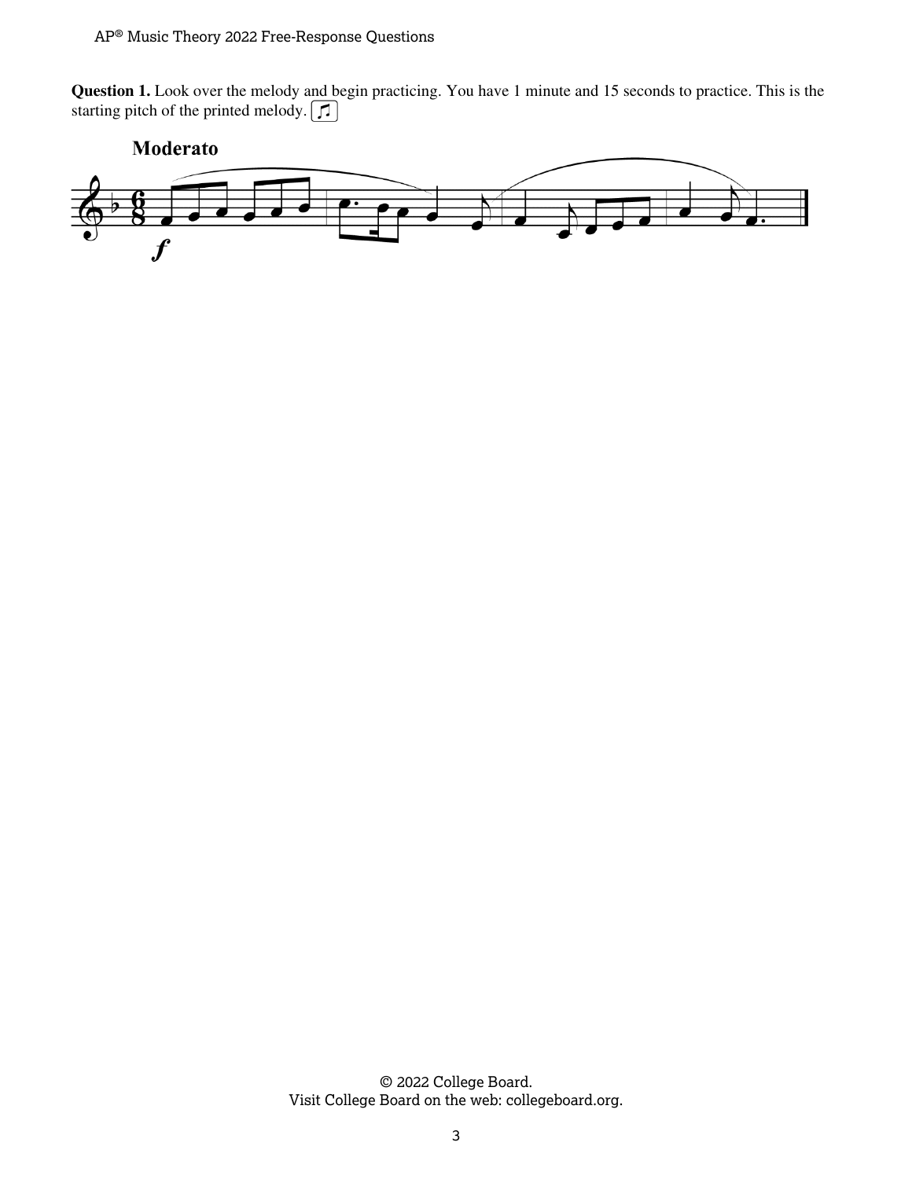**Question 1.** Look over the melody and begin practicing. You have 1 minute and 15 seconds to practice. This is the starting pitch of the printed melody.

**Moderato**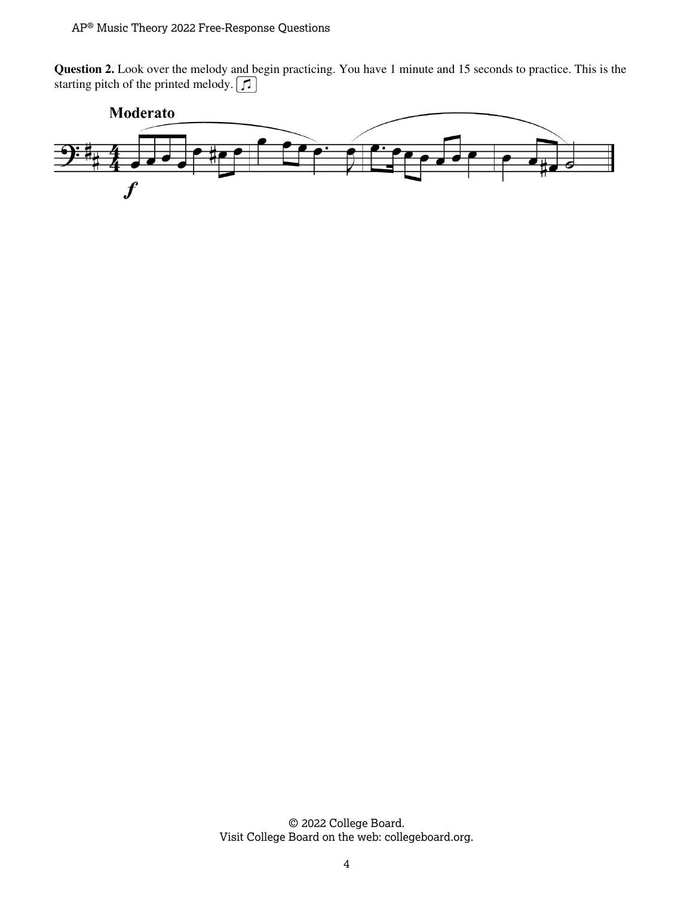**Question 2.** Look over the melody and begin practicing. You have 1 minute and 15 seconds to practice. This is the starting pitch of the printed melody.

**Moderato**

*f*

© 2022 College Board.
Visit College Board on the web: collegeboard.org.